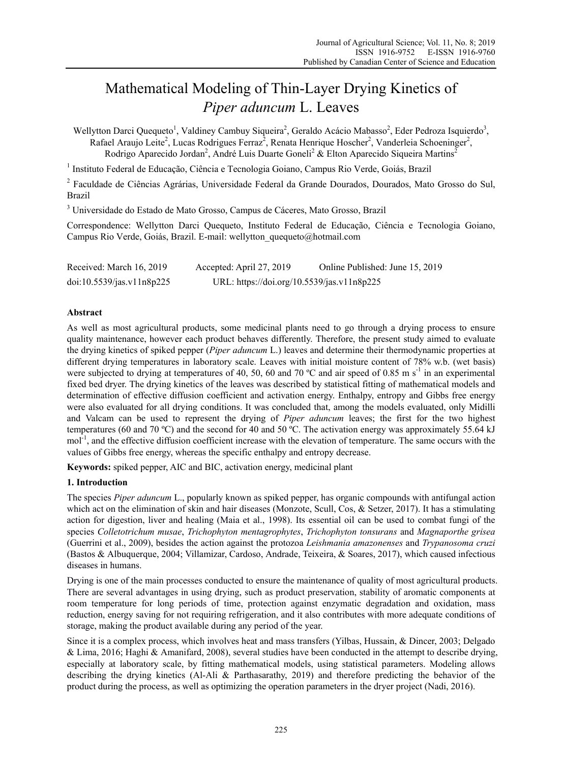# Mathematical Modeling of Thin-Layer Drying Kinetics of *Piper aduncum* L. Leaves

Wellytton Darci Quequeto[1], Valdiney Cambuy Siqueira[2], Geraldo Acácio Mabasso[2], Eder Pedroza Isquierdo[3], Rafael Araujo Leite[2], Lucas Rodrigues Ferraz[2], Renata Henrique Hoscher[2], Vanderleia Schoeninger[2], Rodrigo Aparecido Jordan[2], André Luis Duarte Goneli[2] & Elton Aparecido Siqueira Martins[2]

[1] Instituto Federal de Educação, Ciência e Tecnologia Goiano, Campus Rio Verde, Goiás, Brazil

[2] Faculdade de Ciências Agrárias, Universidade Federal da Grande Dourados, Dourados, Mato Grosso do Sul, Brazil

[3] Universidade do Estado de Mato Grosso, Campus de Cáceres, Mato Grosso, Brazil

Correspondence: Wellytton Darci Quequeto, Instituto Federal de Educação, Ciência e Tecnologia Goiano, Campus Rio Verde, Goiás, Brazil. E-mail: wellytton_quequeto@hotmail.com

Received: March 16, 2019 Accepted: April 27, 2019 Online Published: June 15, 2019

doi:10.5539/jas.v11n8p225 URL: https://doi.org/10.5539/jas.v11n8p225

## Abstract

As well as most agricultural products, some medicinal plants need to go through a drying process to ensure quality maintenance, however each product behaves differently. Therefore, the present study aimed to evaluate the drying kinetics of spiked pepper (*Piper aduncum* L.) leaves and determine their thermodynamic properties at different drying temperatures in laboratory scale. Leaves with initial moisture content of 78% w.b. (wet basis) were subjected to drying at temperatures of 40, 50, 60 and 70 ºC and air speed of 0.85 m $s^{-1}$ in an experimental fixed bed dryer. The drying kinetics of the leaves was described by statistical fitting of mathematical models and determination of effective diffusion coefficient and activation energy. Enthalpy, entropy and Gibbs free energy were also evaluated for all drying conditions. It was concluded that, among the models evaluated, only Midilli and Valcam can be used to represent the drying of *Piper aduncum* leaves; the first for the two highest temperatures (60 and 70 ºC) and the second for 40 and 50 ºC. The activation energy was approximately 55.64 kJ $mol^{-1}$, and the effective diffusion coefficient increase with the elevation of temperature. The same occurs with the values of Gibbs free energy, whereas the specific enthalpy and entropy decrease.

**Keywords:** spiked pepper, AIC and BIC, activation energy, medicinal plant

## 1. Introduction

The species *Piper aduncum* L., popularly known as spiked pepper, has organic compounds with antifungal action which act on the elimination of skin and hair diseases (Monzote, Scull, Cos, & Setzer, 2017). It has a stimulating action for digestion, liver and healing (Maia et al., 1998). Its essential oil can be used to combat fungi of the species *Colletotrichum musae*, *Trichophyton mentagrophytes*, *Trichophyton tonsurans* and *Magnaporthe grisea* (Guerrini et al., 2009), besides the action against the protozoa *Leishmania amazonenses* and *Trypanosoma cruzi* (Bastos & Albuquerque, 2004; Villamizar, Cardoso, Andrade, Teixeira, & Soares, 2017), which caused infectious diseases in humans.

Drying is one of the main processes conducted to ensure the maintenance of quality of most agricultural products. There are several advantages in using drying, such as product preservation, stability of aromatic components at room temperature for long periods of time, protection against enzymatic degradation and oxidation, mass reduction, energy saving for not requiring refrigeration, and it also contributes with more adequate conditions of storage, making the product available during any period of the year.

Since it is a complex process, which involves heat and mass transfers (Yilbas, Hussain, & Dincer, 2003; Delgado & Lima, 2016; Haghi & Amanifard, 2008), several studies have been conducted in the attempt to describe drying, especially at laboratory scale, by fitting mathematical models, using statistical parameters. Modeling allows describing the drying kinetics (Al-Ali & Parthasarathy, 2019) and therefore predicting the behavior of the product during the process, as well as optimizing the operation parameters in the dryer project (Nadi, 2016).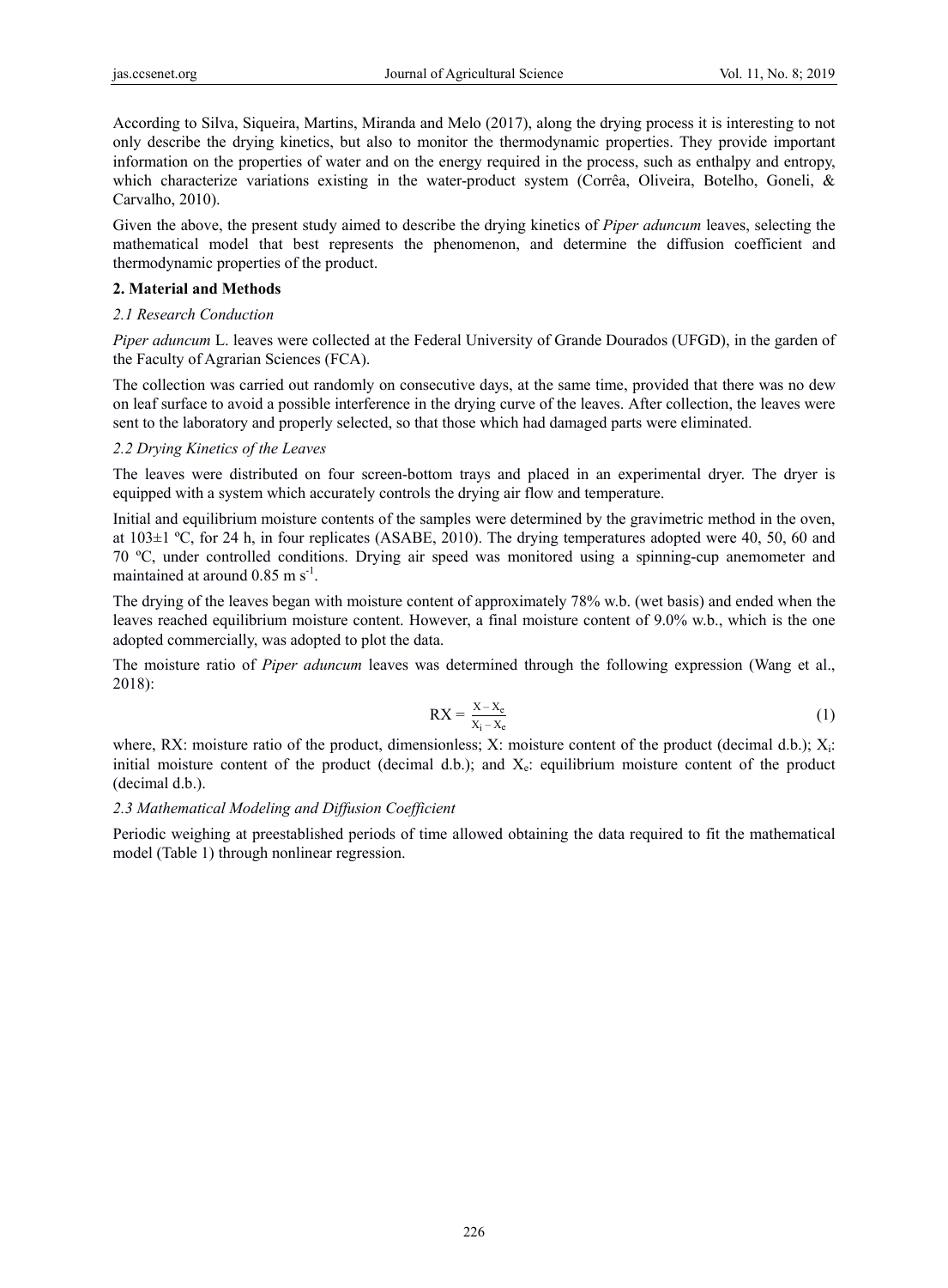According to Silva, Siqueira, Martins, Miranda and Melo (2017), along the drying process it is interesting to not only describe the drying kinetics, but also to monitor the thermodynamic properties. They provide important information on the properties of water and on the energy required in the process, such as enthalpy and entropy, which characterize variations existing in the water-product system (Corrêa, Oliveira, Botelho, Goneli, & Carvalho, 2010).

Given the above, the present study aimed to describe the drying kinetics of *Piper aduncum* leaves, selecting the mathematical model that best represents the phenomenon, and determine the diffusion coefficient and thermodynamic properties of the product.

## 2. Material and Methods

### *2.1 Research Conduction*

*Piper aduncum* L. leaves were collected at the Federal University of Grande Dourados (UFGD), in the garden of the Faculty of Agrarian Sciences (FCA).

The collection was carried out randomly on consecutive days, at the same time, provided that there was no dew on leaf surface to avoid a possible interference in the drying curve of the leaves. After collection, the leaves were sent to the laboratory and properly selected, so that those which had damaged parts were eliminated.

### *2.2 Drying Kinetics of the Leaves*

The leaves were distributed on four screen-bottom trays and placed in an experimental dryer. The dryer is equipped with a system which accurately controls the drying air flow and temperature.

Initial and equilibrium moisture contents of the samples were determined by the gravimetric method in the oven, at 103±1 ºC, for 24 h, in four replicates (ASABE, 2010). The drying temperatures adopted were 40, 50, 60 and 70 ºC, under controlled conditions. Drying air speed was monitored using a spinning-cup anemometer and maintained at around 0.85 m $s^{-1}$.

The drying of the leaves began with moisture content of approximately 78% w.b. (wet basis) and ended when the leaves reached equilibrium moisture content. However, a final moisture content of 9.0% w.b., which is the one adopted commercially, was adopted to plot the data.

The moisture ratio of *Piper aduncum* leaves was determined through the following expression (Wang et al., 2018):

$$RX = \frac{X - X_e}{X_i - X_e} \tag{1}$$

where, RX: moisture ratio of the product, dimensionless; X: moisture content of the product (decimal d.b.); $X_i$: initial moisture content of the product (decimal d.b.); and $X_e$: equilibrium moisture content of the product (decimal d.b.).

### *2.3 Mathematical Modeling and Diffusion Coefficient*

Periodic weighing at preestablished periods of time allowed obtaining the data required to fit the mathematical model (Table 1) through nonlinear regression.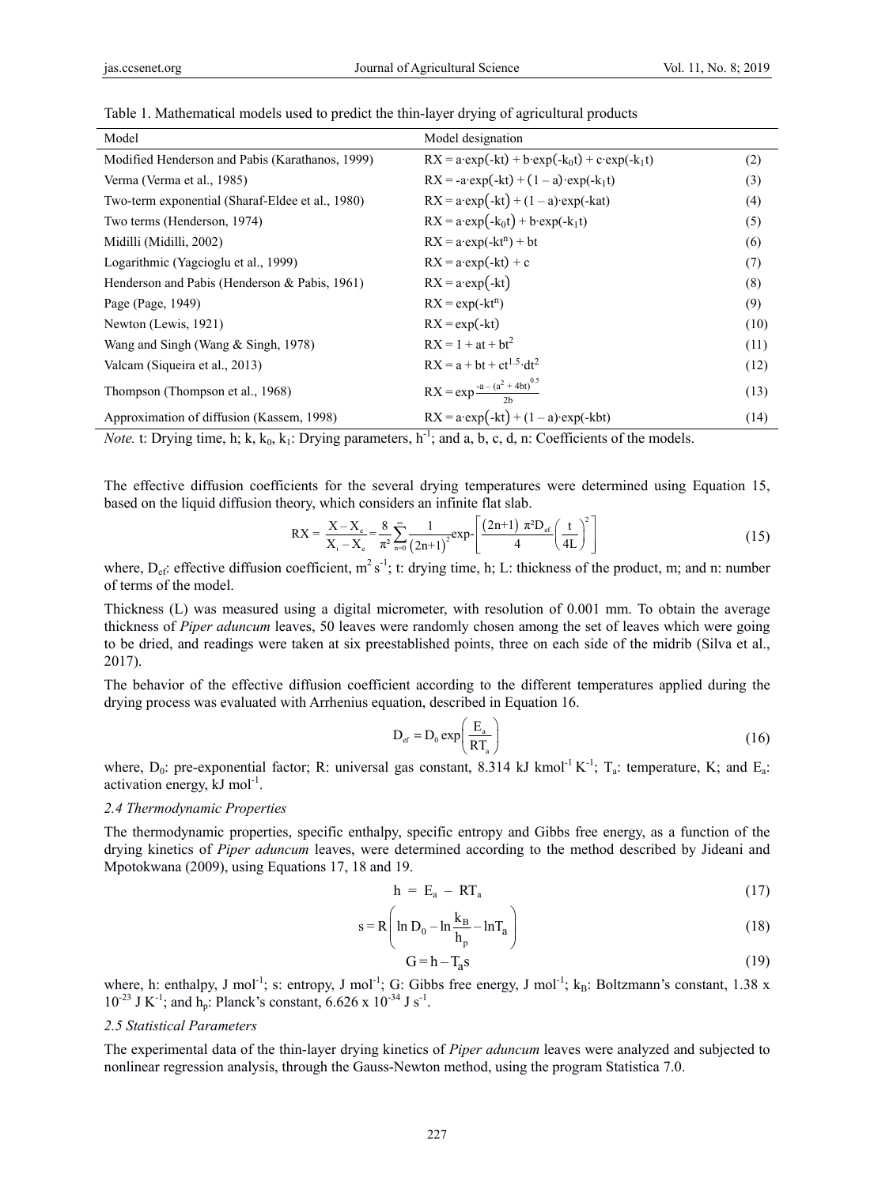Table 1. Mathematical models used to predict the thin-layer drying of agricultural products

| Model | Model designation | |
|---|---|---|
| Modified Henderson and Pabis (Karathanos, 1999) | $RX = a \cdot \exp(-kt) + b \cdot \exp(-k_0 t) + c \cdot \exp(-k_1 t)$ | (2) |
| Verma (Verma et al., 1985) | $RX = -a \cdot \exp(-kt) + (1 - a) \cdot \exp(-k_1 t)$ | (3) |
| Two-term exponential (Sharaf-Eldee et al., 1980) | $RX = a \cdot \exp(-kt) + (1 - a) \cdot \exp(-kat)$ | (4) |
| Two terms (Henderson, 1974) | $RX = a \cdot \exp(-k_0 t) + b \cdot \exp(-k_1 t)$ | (5) |
| Midilli (Midilli, 2002) | $RX = a \cdot \exp(-kt^n) + bt$ | (6) |
| Logarithmic (Yagcioglu et al., 1999) | $RX = a \cdot \exp(-kt) + c$ | (7) |
| Henderson and Pabis (Henderson & Pabis, 1961) | $RX = a \cdot \exp(-kt)$ | (8) |
| Page (Page, 1949) | $RX = \exp(-kt^n)$ | (9) |
| Newton (Lewis, 1921) | $RX = \exp(-kt)$ | (10) |
| Wang and Singh (Wang & Singh, 1978) | $RX = 1 + at + bt^2$ | (11) |
| Valcam (Siqueira et al., 2013) | $RX = a + bt + ct^{1.5} \cdot dt^2$ | (12) |
| Thompson (Thompson et al., 1968) | $RX = \exp \frac{-a - (a^2 + 4bt)^{0.5}}{2b}$ | (13) |
| Approximation of diffusion (Kassem, 1998) | $RX = a \cdot \exp(-kt) + (1 - a) \cdot \exp(-kbt)$ | (14) |

*Note.* t: Drying time, h; k, $k_0$, $k_1$: Drying parameters, $h^{-1}$; and a, b, c, d, n: Coefficients of the models.

The effective diffusion coefficients for the several drying temperatures were determined using Equation 15, based on the liquid diffusion theory, which considers an infinite flat slab.

$$RX = \frac{X - X_e}{X_i - X_e} = \frac{8}{\pi^2} \sum_{n=0}^{\infty} \frac{1}{(2n+1)^2} \exp - \left[ \frac{(2n+1)\ \pi^2 D_{ef}}{4} \left( \frac{t}{4L} \right)^2 \right] \tag{15}$$

where, $D_{ef}$: effective diffusion coefficient, $m^2\ s^{-1}$; t: drying time, h; L: thickness of the product, m; and n: number of terms of the model.

Thickness (L) was measured using a digital micrometer, with resolution of 0.001 mm. To obtain the average thickness of *Piper aduncum* leaves, 50 leaves were randomly chosen among the set of leaves which were going to be dried, and readings were taken at six preestablished points, three on each side of the midrib (Silva et al., 2017).

The behavior of the effective diffusion coefficient according to the different temperatures applied during the drying process was evaluated with Arrhenius equation, described in Equation 16.

$$D_{ef} = D_0 \exp \left( \frac{E_a}{RT_a} \right) \tag{16}$$

where, $D_0$: pre-exponential factor; R: universal gas constant, 8.314 kJ $kmol^{-1}\ K^{-1}$; $T_a$: temperature, K; and $E_a$: activation energy, kJ $mol^{-1}$.

### 2.4 Thermodynamic Properties

The thermodynamic properties, specific enthalpy, specific entropy and Gibbs free energy, as a function of the drying kinetics of *Piper aduncum* leaves, were determined according to the method described by Jideani and Mpotokwana (2009), using Equations 17, 18 and 19.

$$h = E_a - RT_a \tag{17}$$

$$s = R \left( \ln D_0 - \ln \frac{k_B}{h_p} - \ln T_a \right) \tag{18}$$

$$G = h - T_a s \tag{19}$$

where, h: enthalpy, J $mol^{-1}$; s: entropy, J $mol^{-1}$; G: Gibbs free energy, J $mol^{-1}$; $k_B$: Boltzmann's constant, 1.38 x $10^{-23}$ J $K^{-1}$; and $h_p$: Planck's constant, 6.626 x $10^{-34}$ J $s^{-1}$.

### 2.5 Statistical Parameters

The experimental data of the thin-layer drying kinetics of *Piper aduncum* leaves were analyzed and subjected to nonlinear regression analysis, through the Gauss-Newton method, using the program Statistica 7.0.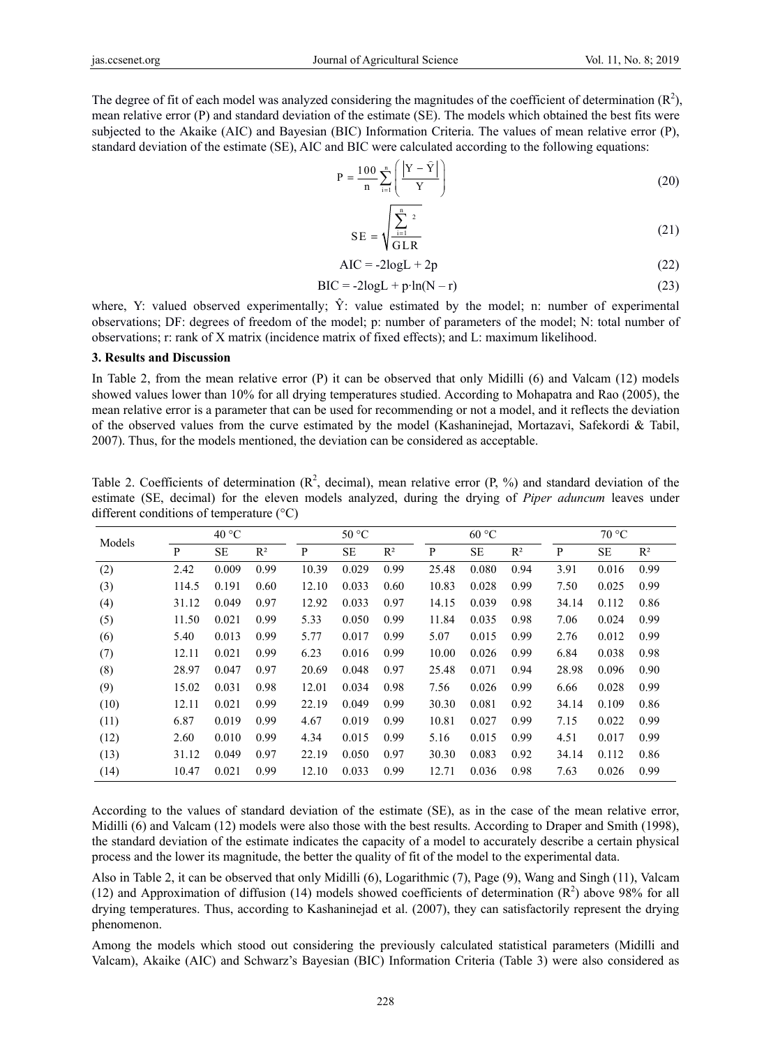The degree of fit of each model was analyzed considering the magnitudes of the coefficient of determination ($R^2$), mean relative error (P) and standard deviation of the estimate (SE). The models which obtained the best fits were subjected to the Akaike (AIC) and Bayesian (BIC) Information Criteria. The values of mean relative error (P), standard deviation of the estimate (SE), AIC and BIC were calculated according to the following equations:

$$P = \frac{100}{n} \sum_{i=1}^{n} \left( \frac{\left| Y - \hat{Y} \right|}{Y} \right) \tag{20}$$

$$SE = \sqrt{\frac{\sum_{i=1}^{n}{}^{2}}{GLR}} \tag{21}$$

$$AIC = -2\log L + 2p \tag{22}$$

$$BIC = -2\log L + p \cdot \ln(N - r) \tag{23}$$

where, Y: valued observed experimentally; $\hat{Y}$: value estimated by the model; n: number of experimental observations; DF: degrees of freedom of the model; p: number of parameters of the model; N: total number of observations; r: rank of X matrix (incidence matrix of fixed effects); and L: maximum likelihood.

## 3. Results and Discussion

In Table 2, from the mean relative error (P) it can be observed that only Midilli (6) and Valcam (12) models showed values lower than 10% for all drying temperatures studied. According to Mohapatra and Rao (2005), the mean relative error is a parameter that can be used for recommending or not a model, and it reflects the deviation of the observed values from the curve estimated by the model (Kashaninejad, Mortazavi, Safekordi & Tabil, 2007). Thus, for the models mentioned, the deviation can be considered as acceptable.

Table 2. Coefficients of determination ($R^2$, decimal), mean relative error (P, %) and standard deviation of the estimate (SE, decimal) for the eleven models analyzed, during the drying of *Piper aduncum* leaves under different conditions of temperature (°C)

| Models | 40 °C | | | 50 °C | | | 60 °C | | | 70 °C | | |
|---|---|---|---|---|---|---|---|---|---|---|---|---|
| | P | SE | $R^2$ | P | SE | $R^2$ | P | SE | $R^2$ | P | SE | $R^2$ |
| (2) | 2.42 | 0.009 | 0.99 | 10.39 | 0.029 | 0.99 | 25.48 | 0.080 | 0.94 | 3.91 | 0.016 | 0.99 |
| (3) | 114.5 | 0.191 | 0.60 | 12.10 | 0.033 | 0.60 | 10.83 | 0.028 | 0.99 | 7.50 | 0.025 | 0.99 |
| (4) | 31.12 | 0.049 | 0.97 | 12.92 | 0.033 | 0.97 | 14.15 | 0.039 | 0.98 | 34.14 | 0.112 | 0.86 |
| (5) | 11.50 | 0.021 | 0.99 | 5.33 | 0.050 | 0.99 | 11.84 | 0.035 | 0.98 | 7.06 | 0.024 | 0.99 |
| (6) | 5.40 | 0.013 | 0.99 | 5.77 | 0.017 | 0.99 | 5.07 | 0.015 | 0.99 | 2.76 | 0.012 | 0.99 |
| (7) | 12.11 | 0.021 | 0.99 | 6.23 | 0.016 | 0.99 | 10.00 | 0.026 | 0.99 | 6.84 | 0.038 | 0.98 |
| (8) | 28.97 | 0.047 | 0.97 | 20.69 | 0.048 | 0.97 | 25.48 | 0.071 | 0.94 | 28.98 | 0.096 | 0.90 |
| (9) | 15.02 | 0.031 | 0.98 | 12.01 | 0.034 | 0.98 | 7.56 | 0.026 | 0.99 | 6.66 | 0.028 | 0.99 |
| (10) | 12.11 | 0.021 | 0.99 | 22.19 | 0.049 | 0.99 | 30.30 | 0.081 | 0.92 | 34.14 | 0.109 | 0.86 |
| (11) | 6.87 | 0.019 | 0.99 | 4.67 | 0.019 | 0.99 | 10.81 | 0.027 | 0.99 | 7.15 | 0.022 | 0.99 |
| (12) | 2.60 | 0.010 | 0.99 | 4.34 | 0.015 | 0.99 | 5.16 | 0.015 | 0.99 | 4.51 | 0.017 | 0.99 |
| (13) | 31.12 | 0.049 | 0.97 | 22.19 | 0.050 | 0.97 | 30.30 | 0.083 | 0.92 | 34.14 | 0.112 | 0.86 |
| (14) | 10.47 | 0.021 | 0.99 | 12.10 | 0.033 | 0.99 | 12.71 | 0.036 | 0.98 | 7.63 | 0.026 | 0.99 |

According to the values of standard deviation of the estimate (SE), as in the case of the mean relative error, Midilli (6) and Valcam (12) models were also those with the best results. According to Draper and Smith (1998), the standard deviation of the estimate indicates the capacity of a model to accurately describe a certain physical process and the lower its magnitude, the better the quality of fit of the model to the experimental data.

Also in Table 2, it can be observed that only Midilli (6), Logarithmic (7), Page (9), Wang and Singh (11), Valcam (12) and Approximation of diffusion (14) models showed coefficients of determination ($R^2$) above 98% for all drying temperatures. Thus, according to Kashaninejad et al. (2007), they can satisfactorily represent the drying phenomenon.

Among the models which stood out considering the previously calculated statistical parameters (Midilli and Valcam), Akaike (AIC) and Schwarz's Bayesian (BIC) Information Criteria (Table 3) were also considered as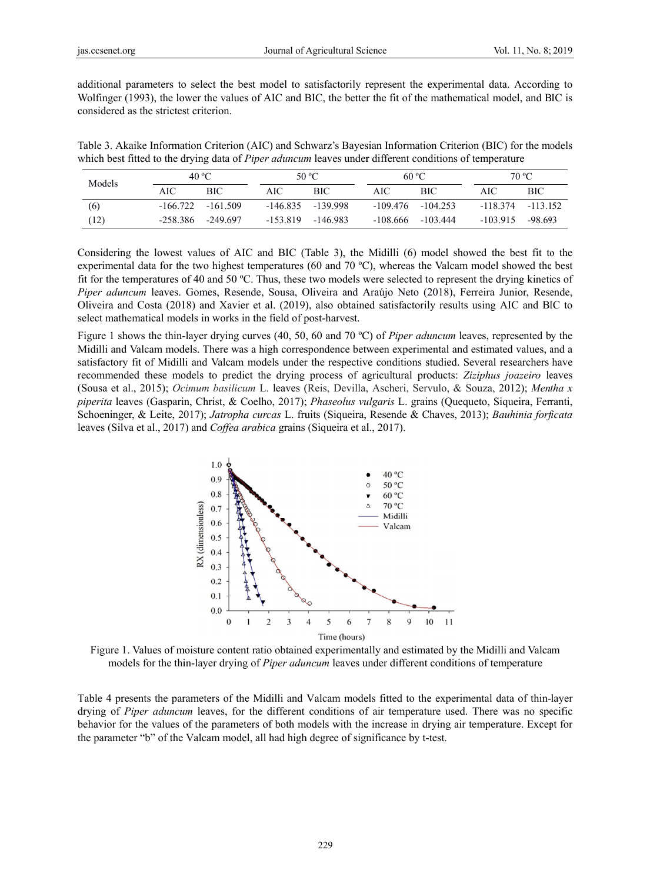additional parameters to select the best model to satisfactorily represent the experimental data. According to Wolfinger (1993), the lower the values of AIC and BIC, the better the fit of the mathematical model, and BIC is considered as the strictest criterion.

Table 3. Akaike Information Criterion (AIC) and Schwarz's Bayesian Information Criterion (BIC) for the models which best fitted to the drying data of *Piper aduncum* leaves under different conditions of temperature

| Models | 40 ºC | | 50 ºC | | 60 ºC | | 70 ºC | |
|---|---|---|---|---|---|---|---|---|
| | AIC | BIC | AIC | BIC | AIC | BIC | AIC | BIC |
| (6) | -166.722 | -161.509 | -146.835 | -139.998 | -109.476 | -104.253 | -118.374 | -113.152 |
| (12) | -258.386 | -249.697 | -153.819 | -146.983 | -108.666 | -103.444 | -103.915 | -98.693 |

Considering the lowest values of AIC and BIC (Table 3), the Midilli (6) model showed the best fit to the experimental data for the two highest temperatures (60 and 70 ºC), whereas the Valcam model showed the best fit for the temperatures of 40 and 50 ºC. Thus, these two models were selected to represent the drying kinetics of *Piper aduncum* leaves. Gomes, Resende, Sousa, Oliveira and Araújo Neto (2018), Ferreira Junior, Resende, Oliveira and Costa (2018) and Xavier et al. (2019), also obtained satisfactorily results using AIC and BIC to select mathematical models in works in the field of post-harvest.

Figure 1 shows the thin-layer drying curves (40, 50, 60 and 70 ºC) of *Piper aduncum* leaves, represented by the Midilli and Valcam models. There was a high correspondence between experimental and estimated values, and a satisfactory fit of Midilli and Valcam models under the respective conditions studied. Several researchers have recommended these models to predict the drying process of agricultural products: *Ziziphus joazeiro* leaves (Sousa et al., 2015); *Ocimum basilicum* L. leaves (Reis, Devilla, Ascheri, Servulo, & Souza, 2012); *Mentha x piperita* leaves (Gasparin, Christ, & Coelho, 2017); *Phaseolus vulgaris* L. grains (Quequeto, Siqueira, Ferranti, Schoeninger, & Leite, 2017); *Jatropha curcas* L. fruits (Siqueira, Resende & Chaves, 2013); *Bauhinia forficata* leaves (Silva et al., 2017) and *Coffea arabica* grains (Siqueira et al., 2017).

Figure 1. Values of moisture content ratio obtained experimentally and estimated by the Midilli and Valcam models for the thin-layer drying of *Piper aduncum* leaves under different conditions of temperature

Table 4 presents the parameters of the Midilli and Valcam models fitted to the experimental data of thin-layer drying of *Piper aduncum* leaves, for the different conditions of air temperature used. There was no specific behavior for the values of the parameters of both models with the increase in drying air temperature. Except for the parameter "b" of the Valcam model, all had high degree of significance by t-test.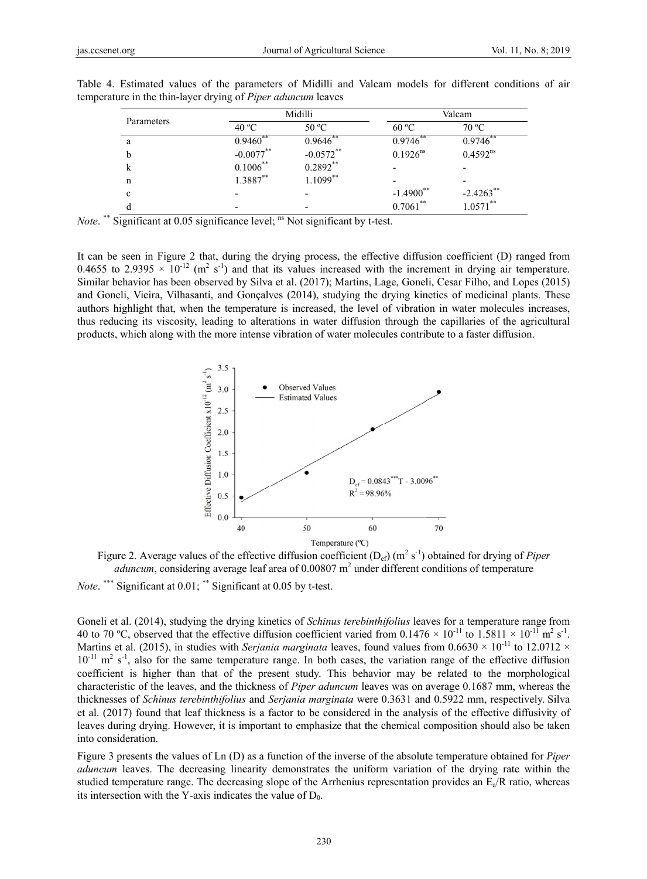Table 4. Estimated values of the parameters of Midilli and Valcam models for different conditions of air temperature in the thin-layer drying of *Piper aduncum* leaves

| Parameters | Midilli | | Valcam | |
|---|---|---|---|---|
| | 40 ºC | 50 ºC | 60 ºC | 70 ºC |
| a | 0.9460** | 0.9646** | 0.9746** | 0.9746** |
| b | -0.0077** | -0.0572** | 0.1926ns | 0.4592ns |
| k | 0.1006** | 0.2892** | - | - |
| n | 1.3887** | 1.1099** | - | - |
| c | - | - | -1.4900** | -2.4263** |
| d | - | - | 0.7061** | 1.0571** |

*Note*. ** Significant at 0.05 significance level; ns Not significant by t-test.

It can be seen in Figure 2 that, during the drying process, the effective diffusion coefficient (D) ranged from $0.4655$ to $2.9395 \times 10^{-12}$ ($m^2\ s^{-1}$) and that its values increased with the increment in drying air temperature. Similar behavior has been observed by Silva et al. (2017); Martins, Lage, Goneli, Cesar Filho, and Lopes (2015) and Goneli, Vieira, Vilhasanti, and Gonçalves (2014), studying the drying kinetics of medicinal plants. These authors highlight that, when the temperature is increased, the level of vibration in water molecules increases, thus reducing its viscosity, leading to alterations in water diffusion through the capillaries of the agricultural products, which along with the more intense vibration of water molecules contribute to a faster diffusion.

Figure 2. Average values of the effective diffusion coefficient ($D_{ef}$) ($m^2\ s^{-1}$) obtained for drying of *Piper aduncum*, considering average leaf area of $0.00807\ m^2$ under different conditions of temperature

*Note*. *** Significant at 0.01; ** Significant at 0.05 by t-test.

Goneli et al. (2014), studying the drying kinetics of *Schinus terebinthifolius* leaves for a temperature range from 40 to 70 ºC, observed that the effective diffusion coefficient varied from $0.1476 \times 10^{-11}$ to $1.5811 \times 10^{-11}\ m^2\ s^{-1}$. Martins et al. (2015), in studies with *Serjania marginata* leaves, found values from $0.6630 \times 10^{-11}$ to $12.0712 \times 10^{-11}\ m^2\ s^{-1}$, also for the same temperature range. In both cases, the variation range of the effective diffusion coefficient is higher than that of the present study. This behavior may be related to the morphological characteristic of the leaves, and the thickness of *Piper aduncum* leaves was on average 0.1687 mm, whereas the thicknesses of *Schinus terebinthifolius* and *Serjania marginata* were 0.3631 and 0.5922 mm, respectively. Silva et al. (2017) found that leaf thickness is a factor to be considered in the analysis of the effective diffusivity of leaves during drying. However, it is important to emphasize that the chemical composition should also be taken into consideration.

Figure 3 presents the values of Ln (D) as a function of the inverse of the absolute temperature obtained for *Piper aduncum* leaves. The decreasing linearity demonstrates the uniform variation of the drying rate within the studied temperature range. The decreasing slope of the Arrhenius representation provides an $E_a/R$ ratio, whereas its intersection with the Y-axis indicates the value of $D_0$.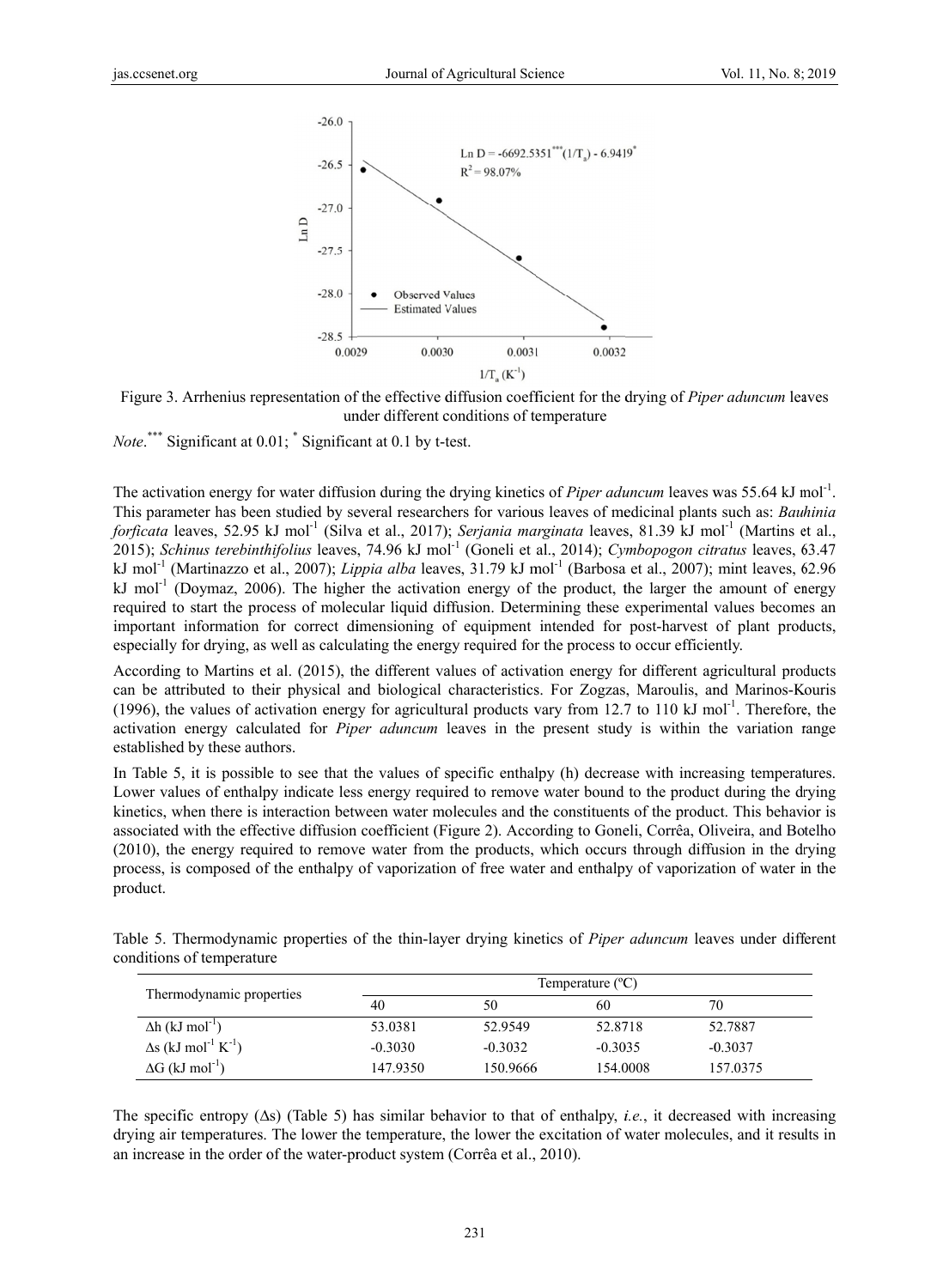Figure 3. Arrhenius representation of the effective diffusion coefficient for the drying of *Piper aduncum* leaves under different conditions of temperature

*Note*. [***] Significant at 0.01; [*] Significant at 0.1 by t-test.

The activation energy for water diffusion during the drying kinetics of *Piper aduncum* leaves was 55.64 kJ $mol^{-1}$. This parameter has been studied by several researchers for various leaves of medicinal plants such as: *Bauhinia forficata* leaves, 52.95 kJ $mol^{-1}$ (Silva et al., 2017); *Serjania marginata* leaves, 81.39 kJ $mol^{-1}$ (Martins et al., 2015); *Schinus terebinthifolius* leaves, 74.96 kJ $mol^{-1}$ (Goneli et al., 2014); *Cymbopogon citratus* leaves, 63.47 kJ $mol^{-1}$ (Martinazzo et al., 2007); *Lippia alba* leaves, 31.79 kJ $mol^{-1}$ (Barbosa et al., 2007); mint leaves, 62.96 kJ $mol^{-1}$ (Doymaz, 2006). The higher the activation energy of the product, the larger the amount of energy required to start the process of molecular liquid diffusion. Determining these experimental values becomes an important information for correct dimensioning of equipment intended for post-harvest of plant products, especially for drying, as well as calculating the energy required for the process to occur efficiently.

According to Martins et al. (2015), the different values of activation energy for different agricultural products can be attributed to their physical and biological characteristics. For Zogzas, Maroulis, and Marinos-Kouris (1996), the values of activation energy for agricultural products vary from 12.7 to 110 kJ $mol^{-1}$. Therefore, the activation energy calculated for *Piper aduncum* leaves in the present study is within the variation range established by these authors.

In Table 5, it is possible to see that the values of specific enthalpy (h) decrease with increasing temperatures. Lower values of enthalpy indicate less energy required to remove water bound to the product during the drying kinetics, when there is interaction between water molecules and the constituents of the product. This behavior is associated with the effective diffusion coefficient (Figure 2). According to Goneli, Corrêa, Oliveira, and Botelho (2010), the energy required to remove water from the products, which occurs through diffusion in the drying process, is composed of the enthalpy of vaporization of free water and enthalpy of vaporization of water in the product.

Table 5. Thermodynamic properties of the thin-layer drying kinetics of *Piper aduncum* leaves under different conditions of temperature

| Thermodynamic properties | Temperature (ºC) | | | |
|---|---|---|---|---|
| | 40 | 50 | 60 | 70 |
| $\Delta h$ (kJ $mol^{-1}$) | 53.0381 | 52.9549 | 52.8718 | 52.7887 |
| $\Delta s$ (kJ $mol^{-1}$ $K^{-1}$) | -0.3030 | -0.3032 | -0.3035 | -0.3037 |
| $\Delta G$ (kJ $mol^{-1}$) | 147.9350 | 150.9666 | 154.0008 | 157.0375 |

The specific entropy ($\Delta s$) (Table 5) has similar behavior to that of enthalpy, *i.e.*, it decreased with increasing drying air temperatures. The lower the temperature, the lower the excitation of water molecules, and it results in an increase in the order of the water-product system (Corrêa et al., 2010).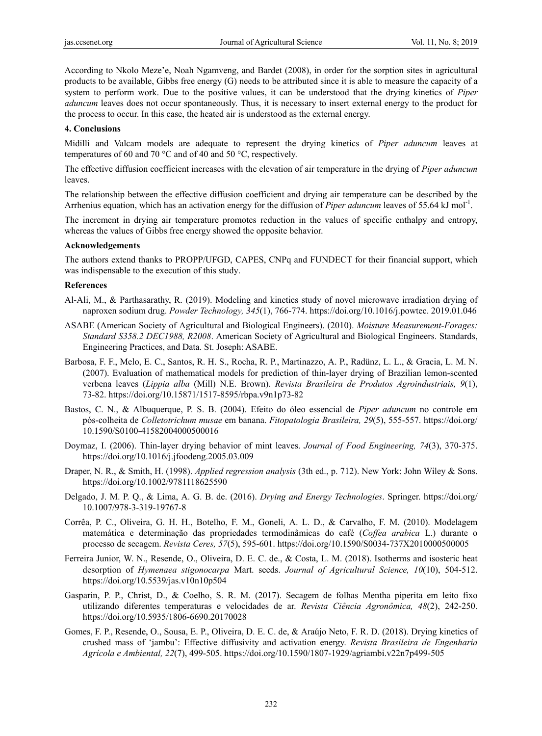According to Nkolo Meze'e, Noah Ngamveng, and Bardet (2008), in order for the sorption sites in agricultural products to be available, Gibbs free energy (G) needs to be attributed since it is able to measure the capacity of a system to perform work. Due to the positive values, it can be understood that the drying kinetics of *Piper aduncum* leaves does not occur spontaneously. Thus, it is necessary to insert external energy to the product for the process to occur. In this case, the heated air is understood as the external energy.

## 4. Conclusions

Midilli and Valcam models are adequate to represent the drying kinetics of *Piper aduncum* leaves at temperatures of 60 and 70 °C and of 40 and 50 °C, respectively.

The effective diffusion coefficient increases with the elevation of air temperature in the drying of *Piper aduncum* leaves.

The relationship between the effective diffusion coefficient and drying air temperature can be described by the Arrhenius equation, which has an activation energy for the diffusion of *Piper aduncum* leaves of 55.64 kJ $mol^{-1}$.

The increment in drying air temperature promotes reduction in the values of specific enthalpy and entropy, whereas the values of Gibbs free energy showed the opposite behavior.

## Acknowledgements

The authors extend thanks to PROPP/UFGD, CAPES, CNPq and FUNDECT for their financial support, which was indispensable to the execution of this study.

## References

Al-Ali, M., & Parthasarathy, R. (2019). Modeling and kinetics study of novel microwave irradiation drying of naproxen sodium drug. *Powder Technology, 345*(1), 766-774. https://doi.org/10.1016/j.powtec. 2019.01.046

ASABE (American Society of Agricultural and Biological Engineers). (2010). *Moisture Measurement-Forages: Standard S358.2 DEC1988, R2008*. American Society of Agricultural and Biological Engineers. Standards, Engineering Practices, and Data. St. Joseph: ASABE.

Barbosa, F. F., Melo, E. C., Santos, R. H. S., Rocha, R. P., Martinazzo, A. P., Radünz, L. L., & Gracia, L. M. N. (2007). Evaluation of mathematical models for prediction of thin-layer drying of Brazilian lemon-scented verbena leaves (*Lippia alba* (Mill) N.E. Brown). *Revista Brasileira de Produtos Agroindustriais, 9*(1), 73-82. https://doi.org/10.15871/1517-8595/rbpa.v9n1p73-82

Bastos, C. N., & Albuquerque, P. S. B. (2004). Efeito do óleo essencial de *Piper aduncum* no controle em pós-colheita de *Colletotrichum musae* em banana. *Fitopatologia Brasileira, 29*(5), 555-557. https://doi.org/ 10.1590/S0100-41582004000500016

Doymaz, I. (2006). Thin-layer drying behavior of mint leaves. *Journal of Food Engineering, 74*(3), 370-375. https://doi.org/10.1016/j.jfoodeng.2005.03.009

Draper, N. R., & Smith, H. (1998). *Applied regression analysis* (3th ed., p. 712). New York: John Wiley & Sons. https://doi.org/10.1002/9781118625590

Delgado, J. M. P. Q., & Lima, A. G. B. de. (2016). *Drying and Energy Technologies*. Springer. https://doi.org/ 10.1007/978-3-319-19767-8

Corrêa, P. C., Oliveira, G. H. H., Botelho, F. M., Goneli, A. L. D., & Carvalho, F. M. (2010). Modelagem matemática e determinação das propriedades termodinâmicas do café (*Coffea arabica* L.) durante o processo de secagem. *Revista Ceres, 57*(5), 595-601. https://doi.org/10.1590/S0034-737X2010000500005

Ferreira Junior, W. N., Resende, O., Oliveira, D. E. C. de., & Costa, L. M. (2018). Isotherms and isosteric heat desorption of *Hymenaea stigonocarpa* Mart. seeds. *Journal of Agricultural Science, 10*(10), 504-512. https://doi.org/10.5539/jas.v10n10p504

Gasparin, P. P., Christ, D., & Coelho, S. R. M. (2017). Secagem de folhas Mentha piperita em leito fixo utilizando diferentes temperaturas e velocidades de ar. *Revista Ciência Agronômica, 48*(2), 242-250. https://doi.org/10.5935/1806-6690.20170028

Gomes, F. P., Resende, O., Sousa, E. P., Oliveira, D. E. C. de, & Araújo Neto, F. R. D. (2018). Drying kinetics of crushed mass of 'jambu': Effective diffusivity and activation energy. *Revista Brasileira de Engenharia Agrícola e Ambiental, 22*(7), 499-505. https://doi.org/10.1590/1807-1929/agriambi.v22n7p499-505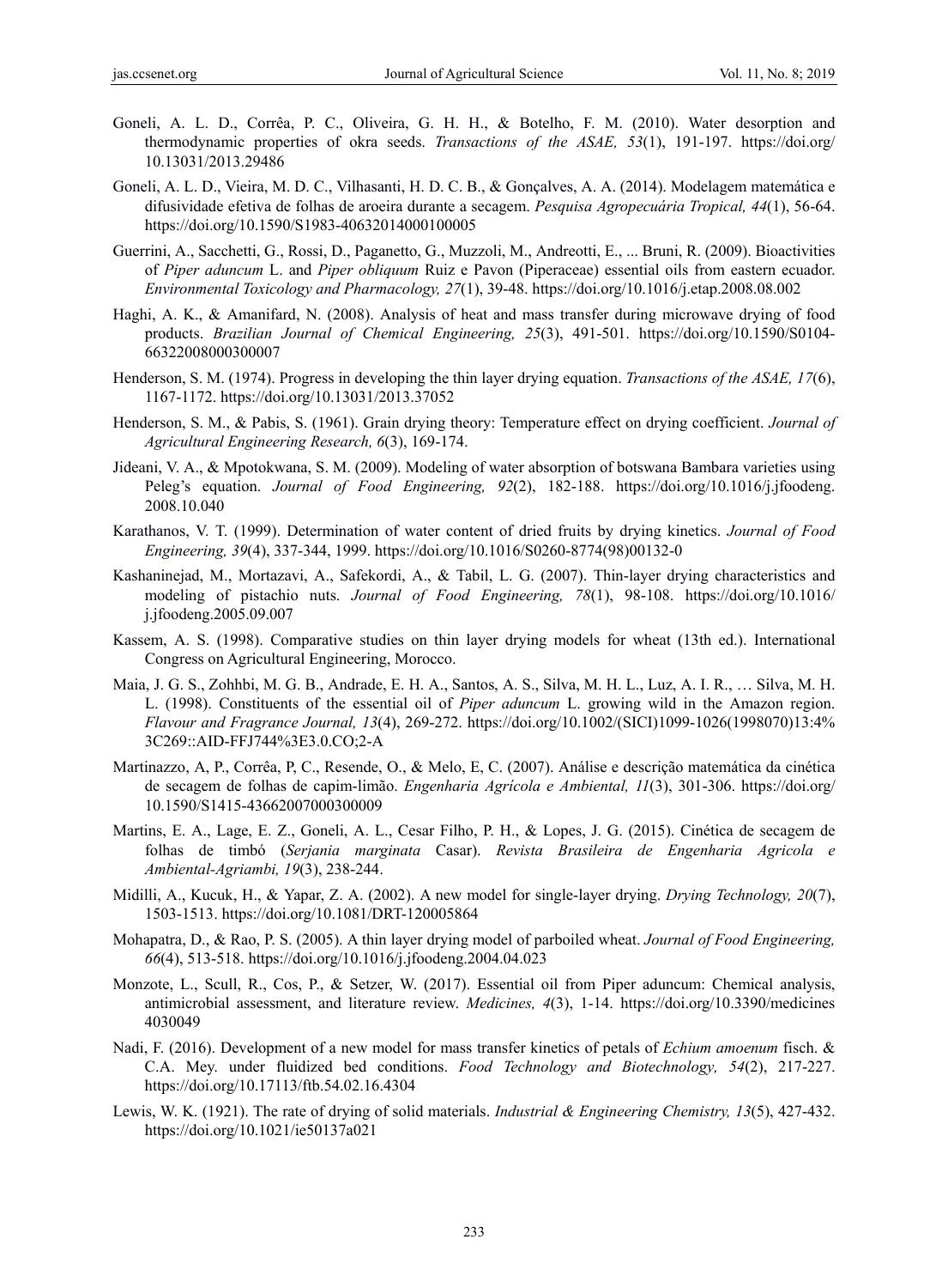Goneli, A. L. D., Corrêa, P. C., Oliveira, G. H. H., & Botelho, F. M. (2010). Water desorption and thermodynamic properties of okra seeds. *Transactions of the ASAE, 53*(1), 191-197. https://doi.org/10.13031/2013.29486

Goneli, A. L. D., Vieira, M. D. C., Vilhasanti, H. D. C. B., & Gonçalves, A. A. (2014). Modelagem matemática e difusividade efetiva de folhas de aroeira durante a secagem. *Pesquisa Agropecuária Tropical, 44*(1), 56-64. https://doi.org/10.1590/S1983-40632014000100005

Guerrini, A., Sacchetti, G., Rossi, D., Paganetto, G., Muzzoli, M., Andreotti, E., ... Bruni, R. (2009). Bioactivities of *Piper aduncum* L. and *Piper obliquum* Ruiz e Pavon (Piperaceae) essential oils from eastern ecuador. *Environmental Toxicology and Pharmacology, 27*(1), 39-48. https://doi.org/10.1016/j.etap.2008.08.002

Haghi, A. K., & Amanifard, N. (2008). Analysis of heat and mass transfer during microwave drying of food products. *Brazilian Journal of Chemical Engineering, 25*(3), 491-501. https://doi.org/10.1590/S0104-66322008000300007

Henderson, S. M. (1974). Progress in developing the thin layer drying equation. *Transactions of the ASAE, 17*(6), 1167-1172. https://doi.org/10.13031/2013.37052

Henderson, S. M., & Pabis, S. (1961). Grain drying theory: Temperature effect on drying coefficient. *Journal of Agricultural Engineering Research, 6*(3), 169-174.

Jideani, V. A., & Mpotokwana, S. M. (2009). Modeling of water absorption of botswana Bambara varieties using Peleg's equation. *Journal of Food Engineering, 92*(2), 182-188. https://doi.org/10.1016/j.jfoodeng.2008.10.040

Karathanos, V. T. (1999). Determination of water content of dried fruits by drying kinetics. *Journal of Food Engineering, 39*(4), 337-344, 1999. https://doi.org/10.1016/S0260-8774(98)00132-0

Kashaninejad, M., Mortazavi, A., Safekordi, A., & Tabil, L. G. (2007). Thin-layer drying characteristics and modeling of pistachio nuts. *Journal of Food Engineering, 78*(1), 98-108. https://doi.org/10.1016/j.jfoodeng.2005.09.007

Kassem, A. S. (1998). Comparative studies on thin layer drying models for wheat (13th ed.). International Congress on Agricultural Engineering, Morocco.

Maia, J. G. S., Zohhbi, M. G. B., Andrade, E. H. A., Santos, A. S., Silva, M. H. L., Luz, A. I. R., … Silva, M. H. L. (1998). Constituents of the essential oil of *Piper aduncum* L. growing wild in the Amazon region. *Flavour and Fragrance Journal, 13*(4), 269-272. https://doi.org/10.1002/(SICI)1099-1026(1998070)13:4%3C269::AID-FFJ744%3E3.0.CO;2-A

Martinazzo, A, P., Corrêa, P, C., Resende, O., & Melo, E, C. (2007). Análise e descrição matemática da cinética de secagem de folhas de capim-limão. *Engenharia Agrícola e Ambiental, 11*(3), 301-306. https://doi.org/10.1590/S1415-43662007000300009

Martins, E. A., Lage, E. Z., Goneli, A. L., Cesar Filho, P. H., & Lopes, J. G. (2015). Cinética de secagem de folhas de timbó (*Serjania marginata* Casar). *Revista Brasileira de Engenharia Agricola e Ambiental-Agriambi, 19*(3), 238-244.

Midilli, A., Kucuk, H., & Yapar, Z. A. (2002). A new model for single-layer drying. *Drying Technology, 20*(7), 1503-1513. https://doi.org/10.1081/DRT-120005864

Mohapatra, D., & Rao, P. S. (2005). A thin layer drying model of parboiled wheat. *Journal of Food Engineering, 66*(4), 513-518. https://doi.org/10.1016/j.jfoodeng.2004.04.023

Monzote, L., Scull, R., Cos, P., & Setzer, W. (2017). Essential oil from Piper aduncum: Chemical analysis, antimicrobial assessment, and literature review. *Medicines, 4*(3), 1-14. https://doi.org/10.3390/medicines4030049

Nadi, F. (2016). Development of a new model for mass transfer kinetics of petals of *Echium amoenum* fisch. & C.A. Mey. under fluidized bed conditions. *Food Technology and Biotechnology, 54*(2), 217-227. https://doi.org/10.17113/ftb.54.02.16.4304

Lewis, W. K. (1921). The rate of drying of solid materials. *Industrial & Engineering Chemistry, 13*(5), 427-432. https://doi.org/10.1021/ie50137a021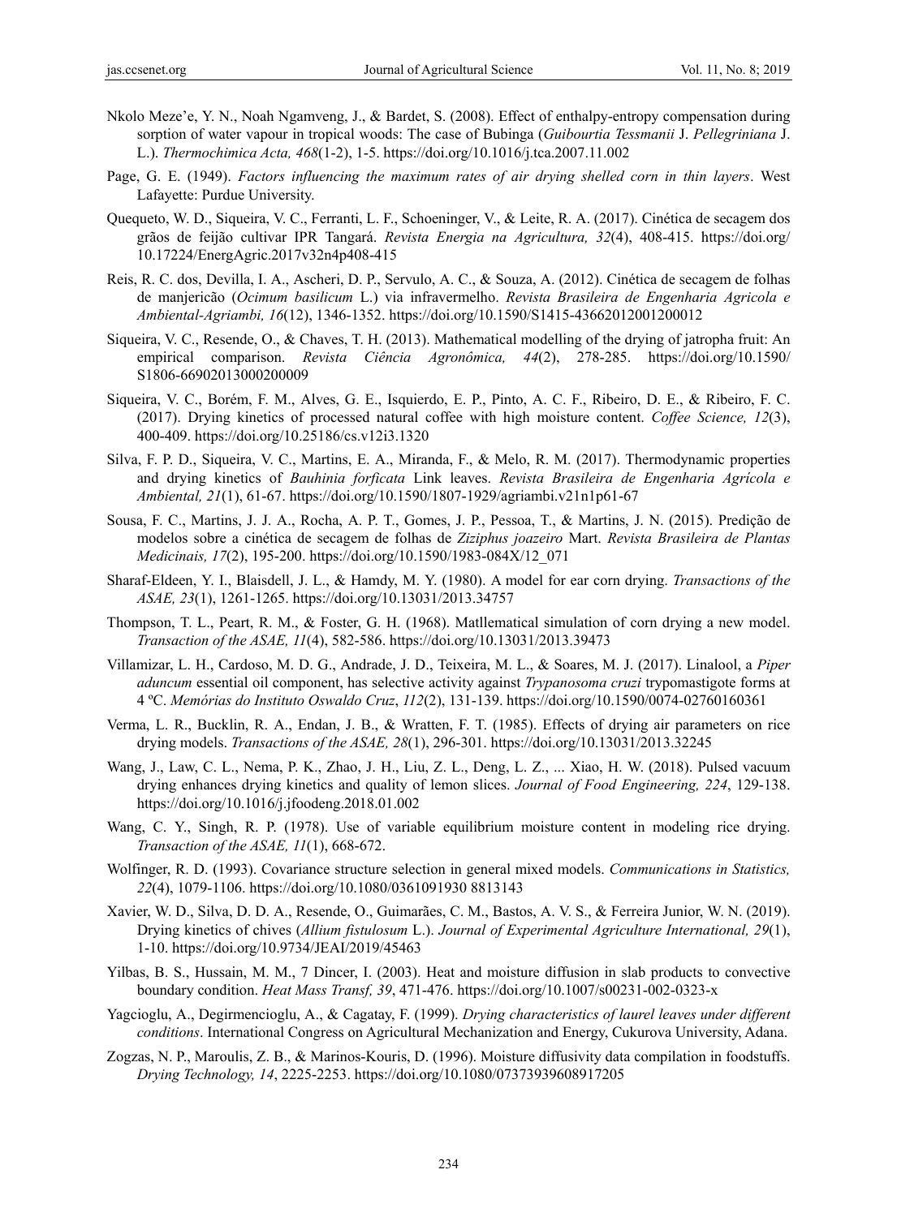Nkolo Meze'e, Y. N., Noah Ngamveng, J., & Bardet, S. (2008). Effect of enthalpy-entropy compensation during sorption of water vapour in tropical woods: The case of Bubinga (*Guibourtia Tessmanii* J. *Pellegriniana* J. L.). *Thermochimica Acta, 468*(1-2), 1-5. https://doi.org/10.1016/j.tca.2007.11.002

Page, G. E. (1949). *Factors influencing the maximum rates of air drying shelled corn in thin layers*. West Lafayette: Purdue University.

Quequeto, W. D., Siqueira, V. C., Ferranti, L. F., Schoeninger, V., & Leite, R. A. (2017). Cinética de secagem dos grãos de feijão cultivar IPR Tangará. *Revista Energia na Agricultura, 32*(4), 408-415. https://doi.org/10.17224/EnergAgric.2017v32n4p408-415

Reis, R. C. dos, Devilla, I. A., Ascheri, D. P., Servulo, A. C., & Souza, A. (2012). Cinética de secagem de folhas de manjericão (*Ocimum basilicum* L.) via infravermelho. *Revista Brasileira de Engenharia Agricola e Ambiental-Agriambi, 16*(12), 1346-1352. https://doi.org/10.1590/S1415-43662012001200012

Siqueira, V. C., Resende, O., & Chaves, T. H. (2013). Mathematical modelling of the drying of jatropha fruit: An empirical comparison. *Revista Ciência Agronômica, 44*(2), 278-285. https://doi.org/10.1590/S1806-66902013000200009

Siqueira, V. C., Borém, F. M., Alves, G. E., Isquierdo, E. P., Pinto, A. C. F., Ribeiro, D. E., & Ribeiro, F. C. (2017). Drying kinetics of processed natural coffee with high moisture content. *Coffee Science, 12*(3), 400-409. https://doi.org/10.25186/cs.v12i3.1320

Silva, F. P. D., Siqueira, V. C., Martins, E. A., Miranda, F., & Melo, R. M. (2017). Thermodynamic properties and drying kinetics of *Bauhinia forficata* Link leaves. *Revista Brasileira de Engenharia Agrícola e Ambiental, 21*(1), 61-67. https://doi.org/10.1590/1807-1929/agriambi.v21n1p61-67

Sousa, F. C., Martins, J. J. A., Rocha, A. P. T., Gomes, J. P., Pessoa, T., & Martins, J. N. (2015). Predição de modelos sobre a cinética de secagem de folhas de *Ziziphus joazeiro* Mart. *Revista Brasileira de Plantas Medicinais, 17*(2), 195-200. https://doi.org/10.1590/1983-084X/12_071

Sharaf-Eldeen, Y. I., Blaisdell, J. L., & Hamdy, M. Y. (1980). A model for ear corn drying. *Transactions of the ASAE, 23*(1), 1261-1265. https://doi.org/10.13031/2013.34757

Thompson, T. L., Peart, R. M., & Foster, G. H. (1968). Matllematical simulation of corn drying a new model. *Transaction of the ASAE, 11*(4), 582-586. https://doi.org/10.13031/2013.39473

Villamizar, L. H., Cardoso, M. D. G., Andrade, J. D., Teixeira, M. L., & Soares, M. J. (2017). Linalool, a *Piper aduncum* essential oil component, has selective activity against *Trypanosoma cruzi* trypomastigote forms at 4 ºC. *Memórias do Instituto Oswaldo Cruz*, *112*(2), 131-139. https://doi.org/10.1590/0074-02760160361

Verma, L. R., Bucklin, R. A., Endan, J. B., & Wratten, F. T. (1985). Effects of drying air parameters on rice drying models. *Transactions of the ASAE, 28*(1), 296-301. https://doi.org/10.13031/2013.32245

Wang, J., Law, C. L., Nema, P. K., Zhao, J. H., Liu, Z. L., Deng, L. Z., ... Xiao, H. W. (2018). Pulsed vacuum drying enhances drying kinetics and quality of lemon slices. *Journal of Food Engineering, 224*, 129-138. https://doi.org/10.1016/j.jfoodeng.2018.01.002

Wang, C. Y., Singh, R. P. (1978). Use of variable equilibrium moisture content in modeling rice drying. *Transaction of the ASAE, 11*(1), 668-672.

Wolfinger, R. D. (1993). Covariance structure selection in general mixed models. *Communications in Statistics, 22*(4), 1079-1106. https://doi.org/10.1080/0361091930 8813143

Xavier, W. D., Silva, D. D. A., Resende, O., Guimarães, C. M., Bastos, A. V. S., & Ferreira Junior, W. N. (2019). Drying kinetics of chives (*Allium fistulosum* L.). *Journal of Experimental Agriculture International, 29*(1), 1-10. https://doi.org/10.9734/JEAI/2019/45463

Yilbas, B. S., Hussain, M. M., 7 Dincer, I. (2003). Heat and moisture diffusion in slab products to convective boundary condition. *Heat Mass Transf, 39*, 471-476. https://doi.org/10.1007/s00231-002-0323-x

Yagcioglu, A., Degirmencioglu, A., & Cagatay, F. (1999). *Drying characteristics of laurel leaves under different conditions*. International Congress on Agricultural Mechanization and Energy, Cukurova University, Adana.

Zogzas, N. P., Maroulis, Z. B., & Marinos-Kouris, D. (1996). Moisture diffusivity data compilation in foodstuffs. *Drying Technology, 14*, 2225-2253. https://doi.org/10.1080/07373939608917205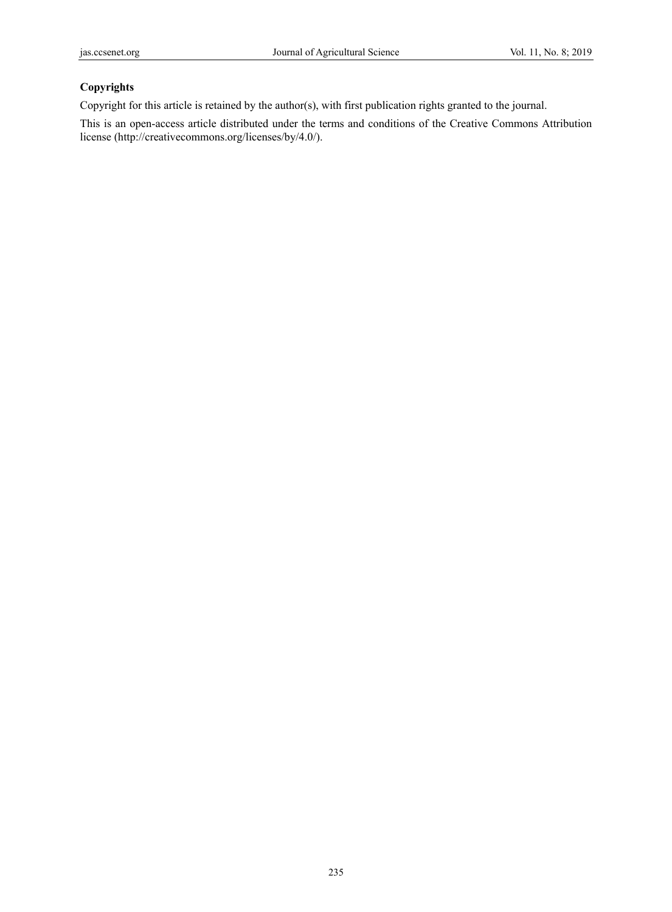## Copyrights

Copyright for this article is retained by the author(s), with first publication rights granted to the journal.

This is an open-access article distributed under the terms and conditions of the Creative Commons Attribution license (http://creativecommons.org/licenses/by/4.0/).